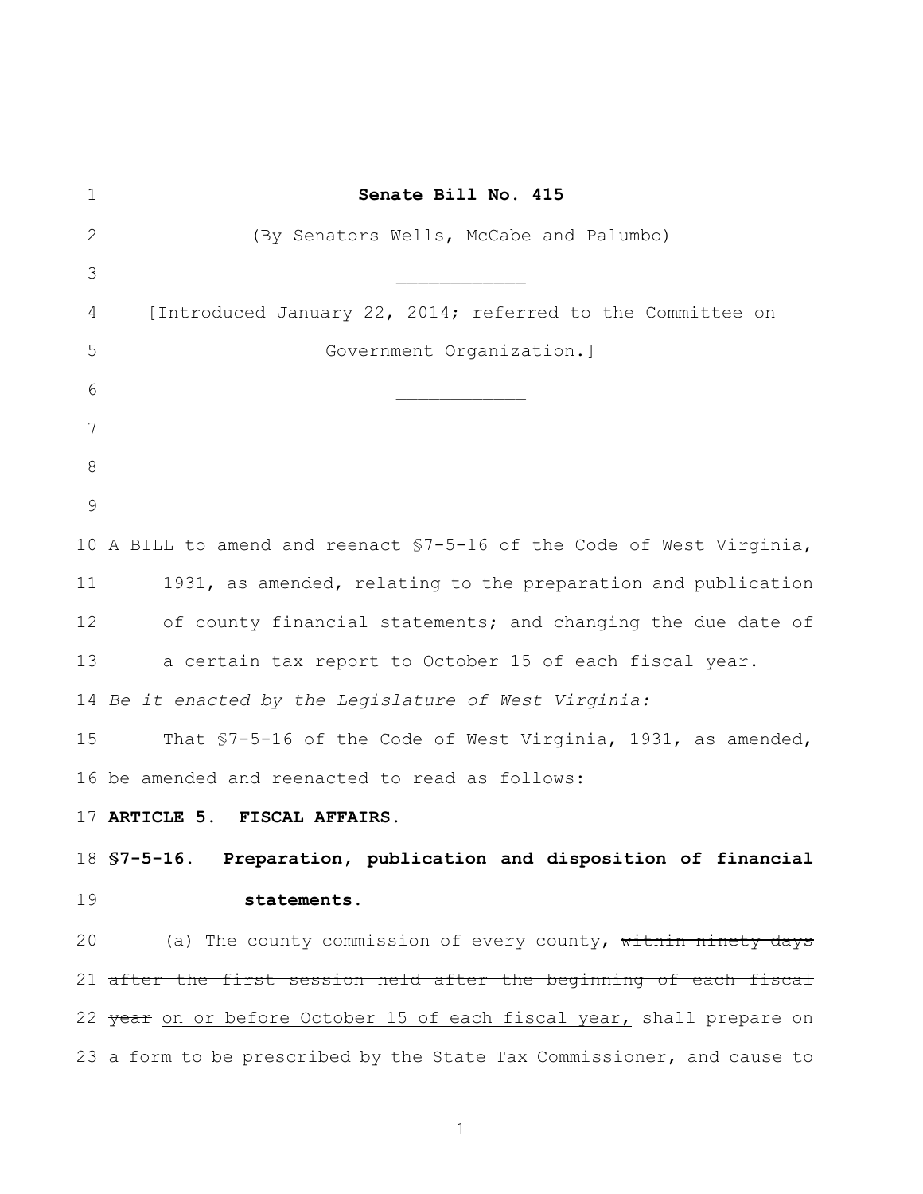# Senate Bill No. 415

(By Senators Wells, McCabe and Palumbo)

\_\_\_\_\_\_\_\_\_\_\_\_

[Introduced January 22, 2014; referred to the Committee on Government Organization.]

\_\_\_\_\_\_\_\_\_\_\_\_

A BILL to amend and reenact §7-5-16 of the Code of West Virginia, 1931, as amended, relating to the preparation and publication of county financial statements; and changing the due date of a certain tax report to October 15 of each fiscal year.

*Be it enacted by the Legislature of West Virginia:*

That §7-5-16 of the Code of West Virginia, 1931, as amended, be amended and reenacted to read as follows:

**ARTICLE 5. FISCAL AFFAIRS.**

**§7-5-16. Preparation, publication and disposition of financial statements.**

(a) The county commission of every county, ~~within ninety days after the first session held after the beginning of each fiscal year~~ <u>on or before October 15 of each fiscal year,</u> shall prepare on a form to be prescribed by the State Tax Commissioner, and cause to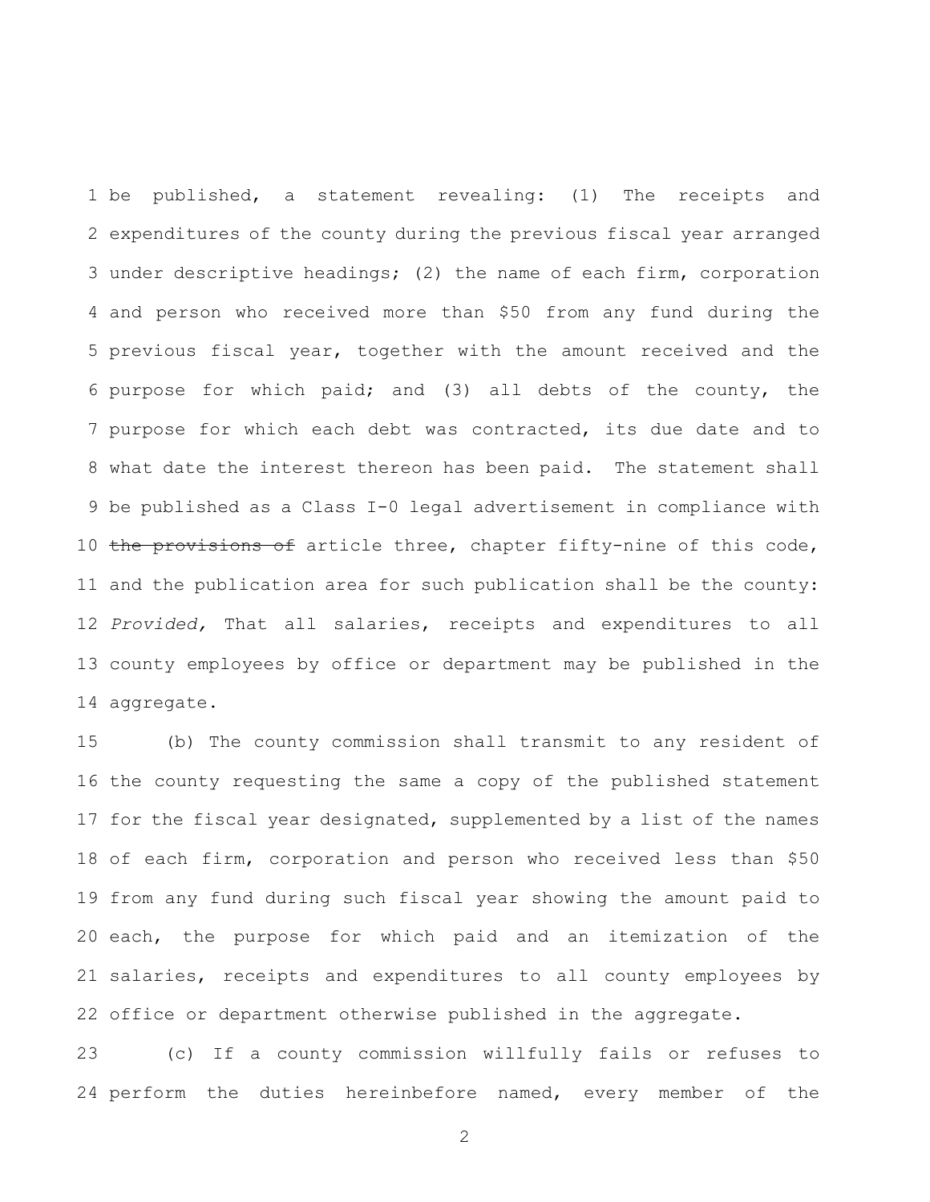be published, a statement revealing: (1) The receipts and expenditures of the county during the previous fiscal year arranged under descriptive headings; (2) the name of each firm, corporation and person who received more than $50 from any fund during the previous fiscal year, together with the amount received and the purpose for which paid; and (3) all debts of the county, the purpose for which each debt was contracted, its due date and to what date the interest thereon has been paid. The statement shall be published as a Class I-0 legal advertisement in compliance with ~~the provisions of~~ article three, chapter fifty-nine of this code, and the publication area for such publication shall be the county: *Provided,* That all salaries, receipts and expenditures to all county employees by office or department may be published in the aggregate.

(b) The county commission shall transmit to any resident of the county requesting the same a copy of the published statement for the fiscal year designated, supplemented by a list of the names of each firm, corporation and person who received less than $50 from any fund during such fiscal year showing the amount paid to each, the purpose for which paid and an itemization of the salaries, receipts and expenditures to all county employees by office or department otherwise published in the aggregate.

(c) If a county commission willfully fails or refuses to perform the duties hereinbefore named, every member of the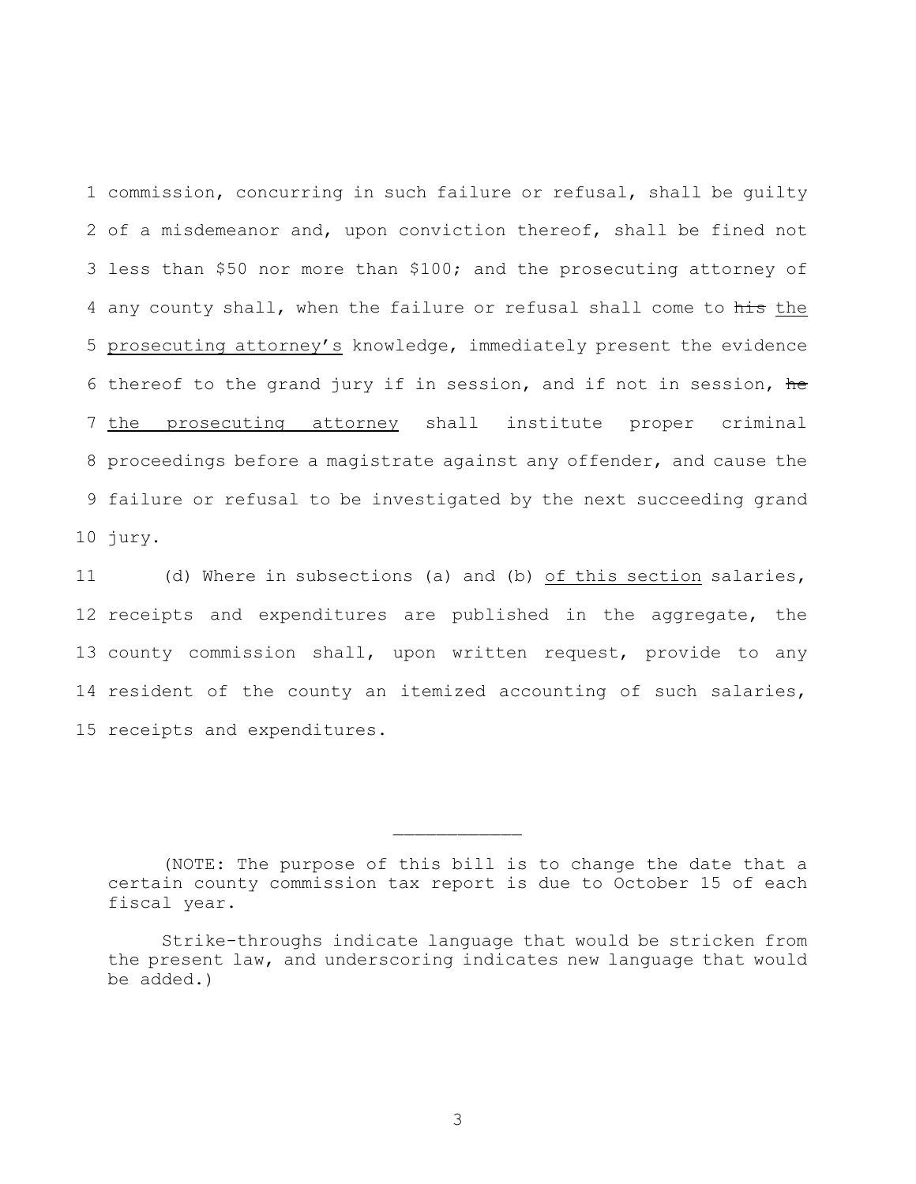commission, concurring in such failure or refusal, shall be guilty of a misdemeanor and, upon conviction thereof, shall be fined not less than $50 nor more than $100; and the prosecuting attorney of any county shall, when the failure or refusal shall come to ~~his~~ <u>the prosecuting attorney's</u> knowledge, immediately present the evidence thereof to the grand jury if in session, and if not in session, ~~he~~ <u>the prosecuting attorney</u> shall institute proper criminal proceedings before a magistrate against any offender, and cause the failure or refusal to be investigated by the next succeeding grand jury.

(d) Where in subsections (a) and (b) <u>of this section</u> salaries, receipts and expenditures are published in the aggregate, the county commission shall, upon written request, provide to any resident of the county an itemized accounting of such salaries, receipts and expenditures.

---

(NOTE: The purpose of this bill is to change the date that a certain county commission tax report is due to October 15 of each fiscal year.

Strike-throughs indicate language that would be stricken from the present law, and underscoring indicates new language that would be added.)